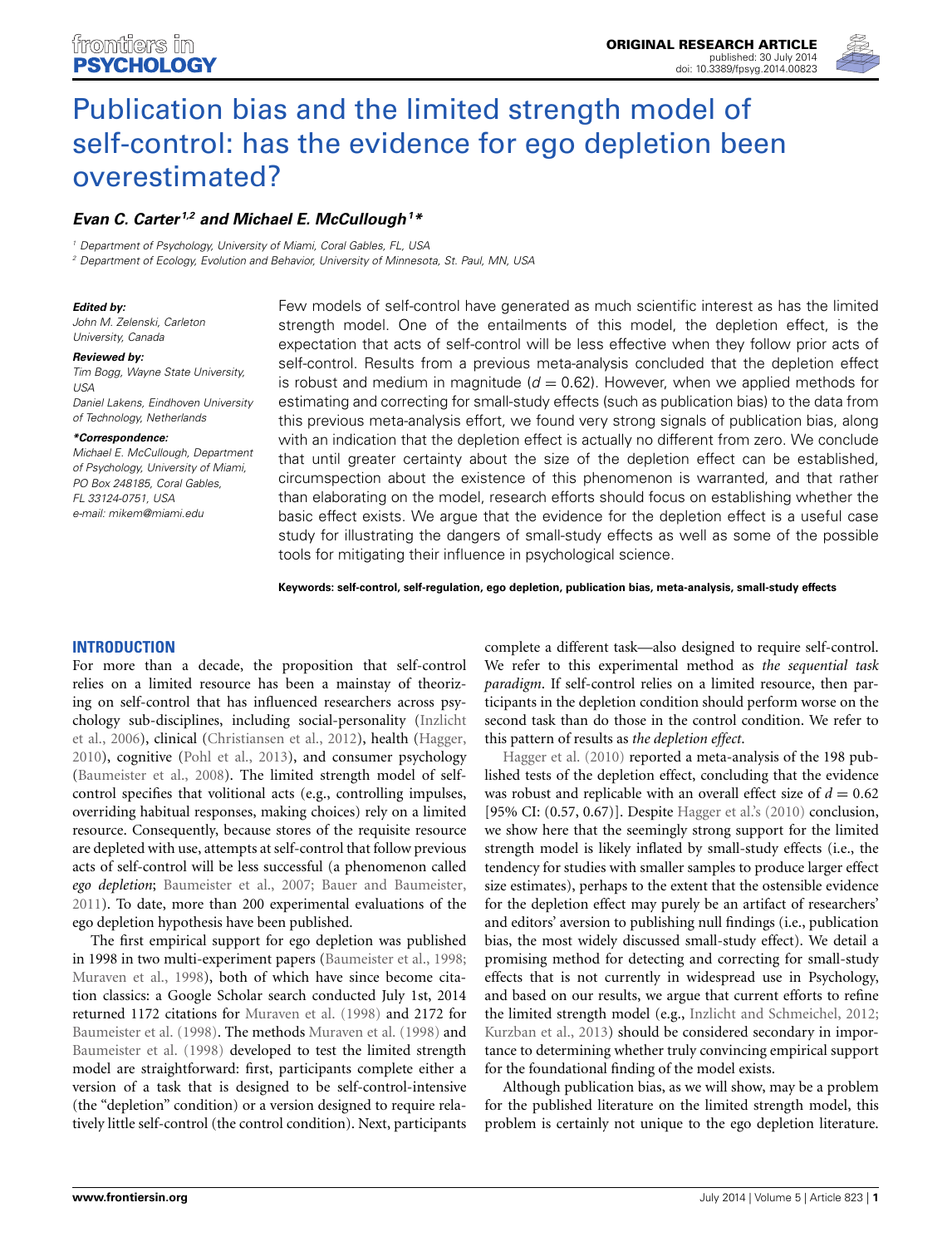# Publication bias and the limited strength model of self-control: has the evidence for ego depletion been overestimated?

***Evan C. Carter*[1,2] *and Michael E. McCullough*[1]***

[1] Department of Psychology, University of Miami, Coral Gables, FL, USA
[2] Department of Ecology, Evolution and Behavior, University of Minnesota, St. Paul, MN, USA

***Edited by:***
John M. Zelenski, Carleton University, Canada

***Reviewed by:***
Tim Bogg, Wayne State University, USA
Daniel Lakens, Eindhoven University of Technology, Netherlands

****Correspondence:***
Michael E. McCullough, Department of Psychology, University of Miami, PO Box 248185, Coral Gables, FL 33124-0751, USA
e-mail: mikem@miami.edu

Few models of self-control have generated as much scientific interest as has the limited strength model. One of the entailments of this model, the depletion effect, is the expectation that acts of self-control will be less effective when they follow prior acts of self-control. Results from a previous meta-analysis concluded that the depletion effect is robust and medium in magnitude ($d = 0.62$). However, when we applied methods for estimating and correcting for small-study effects (such as publication bias) to the data from this previous meta-analysis effort, we found very strong signals of publication bias, along with an indication that the depletion effect is actually no different from zero. We conclude that until greater certainty about the size of the depletion effect can be established, circumspection about the existence of this phenomenon is warranted, and that rather than elaborating on the model, research efforts should focus on establishing whether the basic effect exists. We argue that the evidence for the depletion effect is a useful case study for illustrating the dangers of small-study effects as well as some of the possible tools for mitigating their influence in psychological science.

**Keywords: self-control, self-regulation, ego depletion, publication bias, meta-analysis, small-study effects**

## INTRODUCTION

For more than a decade, the proposition that self-control relies on a limited resource has been a mainstay of theorizing on self-control that has influenced researchers across psychology sub-disciplines, including social-personality (Inzlicht et al., 2006), clinical (Christiansen et al., 2012), health (Hagger, 2010), cognitive (Pohl et al., 2013), and consumer psychology (Baumeister et al., 2008). The limited strength model of self-control specifies that volitional acts (e.g., controlling impulses, overriding habitual responses, making choices) rely on a limited resource. Consequently, because stores of the requisite resource are depleted with use, attempts at self-control that follow previous acts of self-control will be less successful (a phenomenon called *ego depletion*; Baumeister et al., 2007; Bauer and Baumeister, 2011). To date, more than 200 experimental evaluations of the ego depletion hypothesis have been published.

The first empirical support for ego depletion was published in 1998 in two multi-experiment papers (Baumeister et al., 1998; Muraven et al., 1998), both of which have since become citation classics: a Google Scholar search conducted July 1st, 2014 returned 1172 citations for Muraven et al. (1998) and 2172 for Baumeister et al. (1998). The methods Muraven et al. (1998) and Baumeister et al. (1998) developed to test the limited strength model are straightforward: first, participants complete either a version of a task that is designed to be self-control-intensive (the "depletion" condition) or a version designed to require relatively little self-control (the control condition). Next, participants complete a different task—also designed to require self-control. We refer to this experimental method as *the sequential task paradigm*. If self-control relies on a limited resource, then participants in the depletion condition should perform worse on the second task than do those in the control condition. We refer to this pattern of results as *the depletion effect*.

Hagger et al. (2010) reported a meta-analysis of the 198 published tests of the depletion effect, concluding that the evidence was robust and replicable with an overall effect size of $d = 0.62$ [95% CI: (0.57, 0.67)]. Despite Hagger et al.'s (2010) conclusion, we show here that the seemingly strong support for the limited strength model is likely inflated by small-study effects (i.e., the tendency for studies with smaller samples to produce larger effect size estimates), perhaps to the extent that the ostensible evidence for the depletion effect may purely be an artifact of researchers' and editors' aversion to publishing null findings (i.e., publication bias, the most widely discussed small-study effect). We detail a promising method for detecting and correcting for small-study effects that is not currently in widespread use in Psychology, and based on our results, we argue that current efforts to refine the limited strength model (e.g., Inzlicht and Schmeichel, 2012; Kurzban et al., 2013) should be considered secondary in importance to determining whether truly convincing empirical support for the foundational finding of the model exists.

Although publication bias, as we will show, may be a problem for the published literature on the limited strength model, this problem is certainly not unique to the ego depletion literature.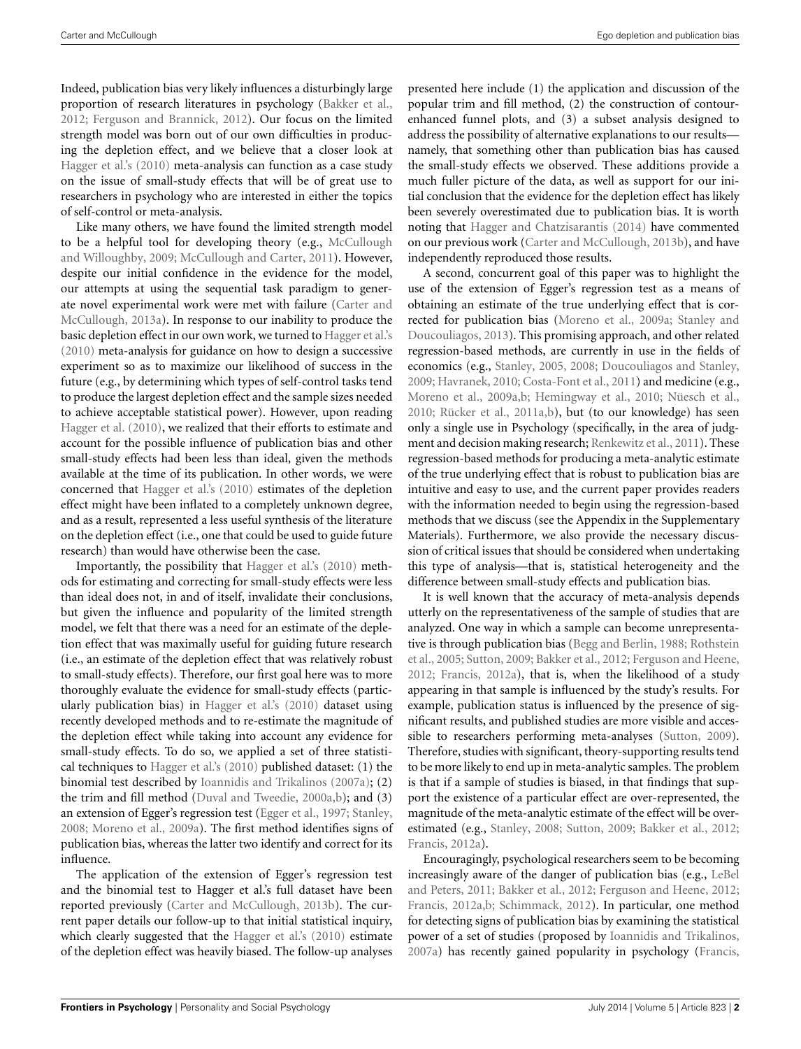Indeed, publication bias very likely influences a disturbingly large proportion of research literatures in psychology (Bakker et al., 2012; Ferguson and Brannick, 2012). Our focus on the limited strength model was born out of our own difficulties in producing the depletion effect, and we believe that a closer look at Hagger et al.'s (2010) meta-analysis can function as a case study on the issue of small-study effects that will be of great use to researchers in psychology who are interested in either the topics of self-control or meta-analysis.

Like many others, we have found the limited strength model to be a helpful tool for developing theory (e.g., McCullough and Willoughby, 2009; McCullough and Carter, 2011). However, despite our initial confidence in the evidence for the model, our attempts at using the sequential task paradigm to generate novel experimental work were met with failure (Carter and McCullough, 2013a). In response to our inability to produce the basic depletion effect in our own work, we turned to Hagger et al.'s (2010) meta-analysis for guidance on how to design a successive experiment so as to maximize our likelihood of success in the future (e.g., by determining which types of self-control tasks tend to produce the largest depletion effect and the sample sizes needed to achieve acceptable statistical power). However, upon reading Hagger et al. (2010), we realized that their efforts to estimate and account for the possible influence of publication bias and other small-study effects had been less than ideal, given the methods available at the time of its publication. In other words, we were concerned that Hagger et al.'s (2010) estimates of the depletion effect might have been inflated to a completely unknown degree, and as a result, represented a less useful synthesis of the literature on the depletion effect (i.e., one that could be used to guide future research) than would have otherwise been the case.

Importantly, the possibility that Hagger et al.'s (2010) methods for estimating and correcting for small-study effects were less than ideal does not, in and of itself, invalidate their conclusions, but given the influence and popularity of the limited strength model, we felt that there was a need for an estimate of the depletion effect that was maximally useful for guiding future research (i.e., an estimate of the depletion effect that was relatively robust to small-study effects). Therefore, our first goal here was to more thoroughly evaluate the evidence for small-study effects (particularly publication bias) in Hagger et al.'s (2010) dataset using recently developed methods and to re-estimate the magnitude of the depletion effect while taking into account any evidence for small-study effects. To do so, we applied a set of three statistical techniques to Hagger et al.'s (2010) published dataset: (1) the binomial test described by Ioannidis and Trikalinos (2007a); (2) the trim and fill method (Duval and Tweedie, 2000a,b); and (3) an extension of Egger's regression test (Egger et al., 1997; Stanley, 2008; Moreno et al., 2009a). The first method identifies signs of publication bias, whereas the latter two identify and correct for its influence.

The application of the extension of Egger's regression test and the binomial test to Hagger et al.'s full dataset have been reported previously (Carter and McCullough, 2013b). The current paper details our follow-up to that initial statistical inquiry, which clearly suggested that the Hagger et al.'s (2010) estimate of the depletion effect was heavily biased. The follow-up analyses presented here include (1) the application and discussion of the popular trim and fill method, (2) the construction of contour-enhanced funnel plots, and (3) a subset analysis designed to address the possibility of alternative explanations to our results—namely, that something other than publication bias has caused the small-study effects we observed. These additions provide a much fuller picture of the data, as well as support for our initial conclusion that the evidence for the depletion effect has likely been severely overestimated due to publication bias. It is worth noting that Hagger and Chatzisarantis (2014) have commented on our previous work (Carter and McCullough, 2013b), and have independently reproduced those results.

A second, concurrent goal of this paper was to highlight the use of the extension of Egger's regression test as a means of obtaining an estimate of the true underlying effect that is corrected for publication bias (Moreno et al., 2009a; Stanley and Doucouliagos, 2013). This promising approach, and other related regression-based methods, are currently in use in the fields of economics (e.g., Stanley, 2005, 2008; Doucouliagos and Stanley, 2009; Havranek, 2010; Costa-Font et al., 2011) and medicine (e.g., Moreno et al., 2009a,b; Hemingway et al., 2010; Nüesch et al., 2010; Rücker et al., 2011a,b), but (to our knowledge) has seen only a single use in Psychology (specifically, in the area of judgment and decision making research; Renkewitz et al., 2011). These regression-based methods for producing a meta-analytic estimate of the true underlying effect that is robust to publication bias are intuitive and easy to use, and the current paper provides readers with the information needed to begin using the regression-based methods that we discuss (see the Appendix in the Supplementary Materials). Furthermore, we also provide the necessary discussion of critical issues that should be considered when undertaking this type of analysis—that is, statistical heterogeneity and the difference between small-study effects and publication bias.

It is well known that the accuracy of meta-analysis depends utterly on the representativeness of the sample of studies that are analyzed. One way in which a sample can become unrepresentative is through publication bias (Begg and Berlin, 1988; Rothstein et al., 2005; Sutton, 2009; Bakker et al., 2012; Ferguson and Heene, 2012; Francis, 2012a), that is, when the likelihood of a study appearing in that sample is influenced by the study's results. For example, publication status is influenced by the presence of significant results, and published studies are more visible and accessible to researchers performing meta-analyses (Sutton, 2009). Therefore, studies with significant, theory-supporting results tend to be more likely to end up in meta-analytic samples. The problem is that if a sample of studies is biased, in that findings that support the existence of a particular effect are over-represented, the magnitude of the meta-analytic estimate of the effect will be overestimated (e.g., Stanley, 2008; Sutton, 2009; Bakker et al., 2012; Francis, 2012a).

Encouragingly, psychological researchers seem to be becoming increasingly aware of the danger of publication bias (e.g., LeBel and Peters, 2011; Bakker et al., 2012; Ferguson and Heene, 2012; Francis, 2012a,b; Schimmack, 2012). In particular, one method for detecting signs of publication bias by examining the statistical power of a set of studies (proposed by Ioannidis and Trikalinos, 2007a) has recently gained popularity in psychology (Francis,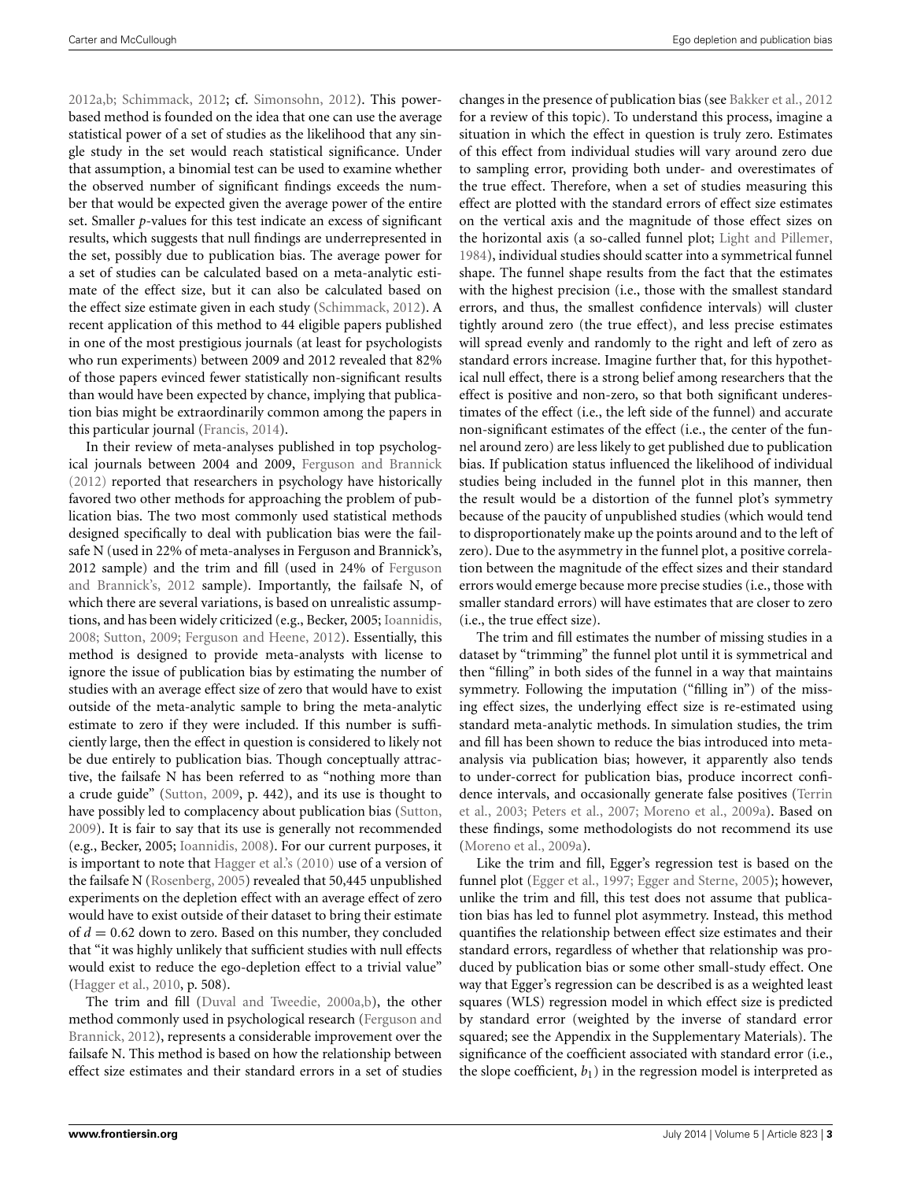2012a,b; Schimmack, 2012; cf. Simonsohn, 2012). This power-based method is founded on the idea that one can use the average statistical power of a set of studies as the likelihood that any single study in the set would reach statistical significance. Under that assumption, a binomial test can be used to examine whether the observed number of significant findings exceeds the number that would be expected given the average power of the entire set. Smaller *p*-values for this test indicate an excess of significant results, which suggests that null findings are underrepresented in the set, possibly due to publication bias. The average power for a set of studies can be calculated based on a meta-analytic estimate of the effect size, but it can also be calculated based on the effect size estimate given in each study (Schimmack, 2012). A recent application of this method to 44 eligible papers published in one of the most prestigious journals (at least for psychologists who run experiments) between 2009 and 2012 revealed that 82% of those papers evinced fewer statistically non-significant results than would have been expected by chance, implying that publication bias might be extraordinarily common among the papers in this particular journal (Francis, 2014).

In their review of meta-analyses published in top psychological journals between 2004 and 2009, Ferguson and Brannick (2012) reported that researchers in psychology have historically favored two other methods for approaching the problem of publication bias. The two most commonly used statistical methods designed specifically to deal with publication bias were the failsafe N (used in 22% of meta-analyses in Ferguson and Brannick's, 2012 sample) and the trim and fill (used in 24% of Ferguson and Brannick's, 2012 sample). Importantly, the failsafe N, of which there are several variations, is based on unrealistic assumptions, and has been widely criticized (e.g., Becker, 2005; Ioannidis, 2008; Sutton, 2009; Ferguson and Heene, 2012). Essentially, this method is designed to provide meta-analysts with license to ignore the issue of publication bias by estimating the number of studies with an average effect size of zero that would have to exist outside of the meta-analytic sample to bring the meta-analytic estimate to zero if they were included. If this number is sufficiently large, then the effect in question is considered to likely not be due entirely to publication bias. Though conceptually attractive, the failsafe N has been referred to as "nothing more than a crude guide" (Sutton, 2009, p. 442), and its use is thought to have possibly led to complacency about publication bias (Sutton, 2009). It is fair to say that its use is generally not recommended (e.g., Becker, 2005; Ioannidis, 2008). For our current purposes, it is important to note that Hagger et al.'s (2010) use of a version of the failsafe N (Rosenberg, 2005) revealed that 50,445 unpublished experiments on the depletion effect with an average effect of zero would have to exist outside of their dataset to bring their estimate of $d = 0.62$ down to zero. Based on this number, they concluded that "it was highly unlikely that sufficient studies with null effects would exist to reduce the ego-depletion effect to a trivial value" (Hagger et al., 2010, p. 508).

The trim and fill (Duval and Tweedie, 2000a,b), the other method commonly used in psychological research (Ferguson and Brannick, 2012), represents a considerable improvement over the failsafe N. This method is based on how the relationship between effect size estimates and their standard errors in a set of studies changes in the presence of publication bias (see Bakker et al., 2012 for a review of this topic). To understand this process, imagine a situation in which the effect in question is truly zero. Estimates of this effect from individual studies will vary around zero due to sampling error, providing both under- and overestimates of the true effect. Therefore, when a set of studies measuring this effect are plotted with the standard errors of effect size estimates on the vertical axis and the magnitude of those effect sizes on the horizontal axis (a so-called funnel plot; Light and Pillemer, 1984), individual studies should scatter into a symmetrical funnel shape. The funnel shape results from the fact that the estimates with the highest precision (i.e., those with the smallest standard errors, and thus, the smallest confidence intervals) will cluster tightly around zero (the true effect), and less precise estimates will spread evenly and randomly to the right and left of zero as standard errors increase. Imagine further that, for this hypothetical null effect, there is a strong belief among researchers that the effect is positive and non-zero, so that both significant underestimates of the effect (i.e., the left side of the funnel) and accurate non-significant estimates of the effect (i.e., the center of the funnel around zero) are less likely to get published due to publication bias. If publication status influenced the likelihood of individual studies being included in the funnel plot in this manner, then the result would be a distortion of the funnel plot's symmetry because of the paucity of unpublished studies (which would tend to disproportionately make up the points around and to the left of zero). Due to the asymmetry in the funnel plot, a positive correlation between the magnitude of the effect sizes and their standard errors would emerge because more precise studies (i.e., those with smaller standard errors) will have estimates that are closer to zero (i.e., the true effect size).

The trim and fill estimates the number of missing studies in a dataset by "trimming" the funnel plot until it is symmetrical and then "filling" in both sides of the funnel in a way that maintains symmetry. Following the imputation ("filling in") of the missing effect sizes, the underlying effect size is re-estimated using standard meta-analytic methods. In simulation studies, the trim and fill has been shown to reduce the bias introduced into meta-analysis via publication bias; however, it apparently also tends to under-correct for publication bias, produce incorrect confidence intervals, and occasionally generate false positives (Terrin et al., 2003; Peters et al., 2007; Moreno et al., 2009a). Based on these findings, some methodologists do not recommend its use (Moreno et al., 2009a).

Like the trim and fill, Egger's regression test is based on the funnel plot (Egger et al., 1997; Egger and Sterne, 2005); however, unlike the trim and fill, this test does not assume that publication bias has led to funnel plot asymmetry. Instead, this method quantifies the relationship between effect size estimates and their standard errors, regardless of whether that relationship was produced by publication bias or some other small-study effect. One way that Egger's regression can be described is as a weighted least squares (WLS) regression model in which effect size is predicted by standard error (weighted by the inverse of standard error squared; see the Appendix in the Supplementary Materials). The significance of the coefficient associated with standard error (i.e., the slope coefficient, $b_1$) in the regression model is interpreted as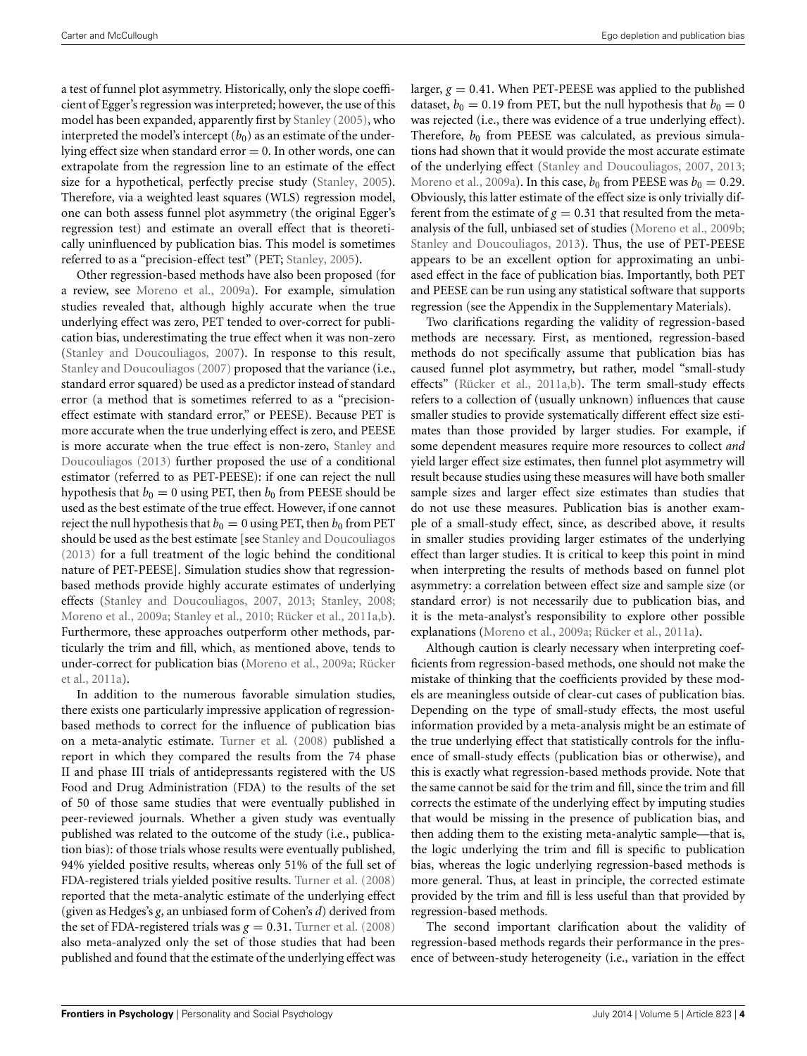a test of funnel plot asymmetry. Historically, only the slope coefficient of Egger's regression was interpreted; however, the use of this model has been expanded, apparently first by Stanley (2005), who interpreted the model's intercept ($b_0$) as an estimate of the underlying effect size when standard error = 0. In other words, one can extrapolate from the regression line to an estimate of the effect size for a hypothetical, perfectly precise study (Stanley, 2005). Therefore, via a weighted least squares (WLS) regression model, one can both assess funnel plot asymmetry (the original Egger's regression test) and estimate an overall effect that is theoretically uninfluenced by publication bias. This model is sometimes referred to as a "precision-effect test" (PET; Stanley, 2005).

Other regression-based methods have also been proposed (for a review, see Moreno et al., 2009a). For example, simulation studies revealed that, although highly accurate when the true underlying effect was zero, PET tended to over-correct for publication bias, underestimating the true effect when it was non-zero (Stanley and Doucouliagos, 2007). In response to this result, Stanley and Doucouliagos (2007) proposed that the variance (i.e., standard error squared) be used as a predictor instead of standard error (a method that is sometimes referred to as a "precision-effect estimate with standard error," or PEESE). Because PET is more accurate when the true underlying effect is zero, and PEESE is more accurate when the true effect is non-zero, Stanley and Doucouliagos (2013) further proposed the use of a conditional estimator (referred to as PET-PEESE): if one can reject the null hypothesis that $b_0 = 0$ using PET, then $b_0$ from PEESE should be used as the best estimate of the true effect. However, if one cannot reject the null hypothesis that $b_0 = 0$ using PET, then $b_0$ from PET should be used as the best estimate [see Stanley and Doucouliagos (2013) for a full treatment of the logic behind the conditional nature of PET-PEESE]. Simulation studies show that regression-based methods provide highly accurate estimates of underlying effects (Stanley and Doucouliagos, 2007, 2013; Stanley, 2008; Moreno et al., 2009a; Stanley et al., 2010; Rücker et al., 2011a,b). Furthermore, these approaches outperform other methods, particularly the trim and fill, which, as mentioned above, tends to under-correct for publication bias (Moreno et al., 2009a; Rücker et al., 2011a).

In addition to the numerous favorable simulation studies, there exists one particularly impressive application of regression-based methods to correct for the influence of publication bias on a meta-analytic estimate. Turner et al. (2008) published a report in which they compared the results from the 74 phase II and phase III trials of antidepressants registered with the US Food and Drug Administration (FDA) to the results of the set of 50 of those same studies that were eventually published in peer-reviewed journals. Whether a given study was eventually published was related to the outcome of the study (i.e., publication bias): of those trials whose results were eventually published, 94% yielded positive results, whereas only 51% of the full set of FDA-registered trials yielded positive results. Turner et al. (2008) reported that the meta-analytic estimate of the underlying effect (given as Hedges's *g*, an unbiased form of Cohen's *d*) derived from the set of FDA-registered trials was $g = 0.31$. Turner et al. (2008) also meta-analyzed only the set of those studies that had been published and found that the estimate of the underlying effect was larger, $g = 0.41$. When PET-PEESE was applied to the published dataset, $b_0 = 0.19$ from PET, but the null hypothesis that $b_0 = 0$ was rejected (i.e., there was evidence of a true underlying effect). Therefore, $b_0$ from PEESE was calculated, as previous simulations had shown that it would provide the most accurate estimate of the underlying effect (Stanley and Doucouliagos, 2007, 2013; Moreno et al., 2009a). In this case, $b_0$ from PEESE was $b_0 = 0.29$. Obviously, this latter estimate of the effect size is only trivially different from the estimate of $g = 0.31$ that resulted from the meta-analysis of the full, unbiased set of studies (Moreno et al., 2009b; Stanley and Doucouliagos, 2013). Thus, the use of PET-PEESE appears to be an excellent option for approximating an unbiased effect in the face of publication bias. Importantly, both PET and PEESE can be run using any statistical software that supports regression (see the Appendix in the Supplementary Materials).

Two clarifications regarding the validity of regression-based methods are necessary. First, as mentioned, regression-based methods do not specifically assume that publication bias has caused funnel plot asymmetry, but rather, model "small-study effects" (Rücker et al., 2011a,b). The term small-study effects refers to a collection of (usually unknown) influences that cause smaller studies to provide systematically different effect size estimates than those provided by larger studies. For example, if some dependent measures require more resources to collect *and* yield larger effect size estimates, then funnel plot asymmetry will result because studies using these measures will have both smaller sample sizes and larger effect size estimates than studies that do not use these measures. Publication bias is another example of a small-study effect, since, as described above, it results in smaller studies providing larger estimates of the underlying effect than larger studies. It is critical to keep this point in mind when interpreting the results of methods based on funnel plot asymmetry: a correlation between effect size and sample size (or standard error) is not necessarily due to publication bias, and it is the meta-analyst's responsibility to explore other possible explanations (Moreno et al., 2009a; Rücker et al., 2011a).

Although caution is clearly necessary when interpreting coefficients from regression-based methods, one should not make the mistake of thinking that the coefficients provided by these models are meaningless outside of clear-cut cases of publication bias. Depending on the type of small-study effects, the most useful information provided by a meta-analysis might be an estimate of the true underlying effect that statistically controls for the influence of small-study effects (publication bias or otherwise), and this is exactly what regression-based methods provide. Note that the same cannot be said for the trim and fill, since the trim and fill corrects the estimate of the underlying effect by imputing studies that would be missing in the presence of publication bias, and then adding them to the existing meta-analytic sample—that is, the logic underlying the trim and fill is specific to publication bias, whereas the logic underlying regression-based methods is more general. Thus, at least in principle, the corrected estimate provided by the trim and fill is less useful than that provided by regression-based methods.

The second important clarification about the validity of regression-based methods regards their performance in the presence of between-study heterogeneity (i.e., variation in the effect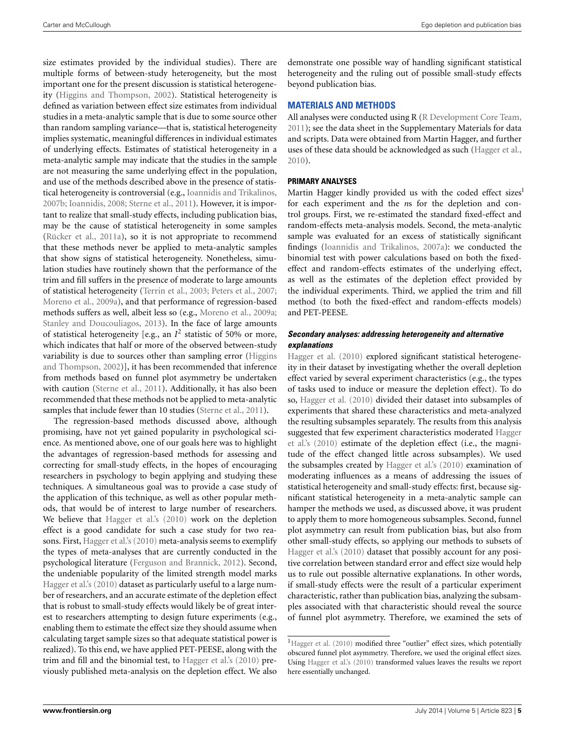size estimates provided by the individual studies). There are multiple forms of between-study heterogeneity, but the most important one for the present discussion is statistical heterogeneity (Higgins and Thompson, 2002). Statistical heterogeneity is defined as variation between effect size estimates from individual studies in a meta-analytic sample that is due to some source other than random sampling variance—that is, statistical heterogeneity implies systematic, meaningful differences in individual estimates of underlying effects. Estimates of statistical heterogeneity in a meta-analytic sample may indicate that the studies in the sample are not measuring the same underlying effect in the population, and use of the methods described above in the presence of statistical heterogeneity is controversial (e.g., Ioannidis and Trikalinos, 2007b; Ioannidis, 2008; Sterne et al., 2011). However, it is important to realize that small-study effects, including publication bias, may be the cause of statistical heterogeneity in some samples (Rücker et al., 2011a), so it is not appropriate to recommend that these methods never be applied to meta-analytic samples that show signs of statistical heterogeneity. Nonetheless, simulation studies have routinely shown that the performance of the trim and fill suffers in the presence of moderate to large amounts of statistical heterogeneity (Terrin et al., 2003; Peters et al., 2007; Moreno et al., 2009a), and that performance of regression-based methods suffers as well, albeit less so (e.g., Moreno et al., 2009a; Stanley and Doucouliagos, 2013). In the face of large amounts of statistical heterogeneity [e.g., an $I^2$ statistic of 50% or more, which indicates that half or more of the observed between-study variability is due to sources other than sampling error (Higgins and Thompson, 2002)], it has been recommended that inference from methods based on funnel plot asymmetry be undertaken with caution (Sterne et al., 2011). Additionally, it has also been recommended that these methods not be applied to meta-analytic samples that include fewer than 10 studies (Sterne et al., 2011).

The regression-based methods discussed above, although promising, have not yet gained popularity in psychological science. As mentioned above, one of our goals here was to highlight the advantages of regression-based methods for assessing and correcting for small-study effects, in the hopes of encouraging researchers in psychology to begin applying and studying these techniques. A simultaneous goal was to provide a case study of the application of this technique, as well as other popular methods, that would be of interest to large number of researchers. We believe that Hagger et al.'s (2010) work on the depletion effect is a good candidate for such a case study for two reasons. First, Hagger et al.'s (2010) meta-analysis seems to exemplify the types of meta-analyses that are currently conducted in the psychological literature (Ferguson and Brannick, 2012). Second, the undeniable popularity of the limited strength model marks Hagger et al.'s (2010) dataset as particularly useful to a large number of researchers, and an accurate estimate of the depletion effect that is robust to small-study effects would likely be of great interest to researchers attempting to design future experiments (e.g., enabling them to estimate the effect size they should assume when calculating target sample sizes so that adequate statistical power is realized). To this end, we have applied PET-PEESE, along with the trim and fill and the binomial test, to Hagger et al.'s (2010) previously published meta-analysis on the depletion effect. We also demonstrate one possible way of handling significant statistical heterogeneity and the ruling out of possible small-study effects beyond publication bias.

## MATERIALS AND METHODS

All analyses were conducted using R (R Development Core Team, 2011); see the data sheet in the Supplementary Materials for data and scripts. Data were obtained from Martin Hagger, and further uses of these data should be acknowledged as such (Hagger et al., 2010).

### PRIMARY ANALYSES

Martin Hagger kindly provided us with the coded effect sizes[1] for each experiment and the *n*s for the depletion and control groups. First, we re-estimated the standard fixed-effect and random-effects meta-analysis models. Second, the meta-analytic sample was evaluated for an excess of statistically significant findings (Ioannidis and Trikalinos, 2007a): we conducted the binomial test with power calculations based on both the fixed-effect and random-effects estimates of the underlying effect, as well as the estimates of the depletion effect provided by the individual experiments. Third, we applied the trim and fill method (to both the fixed-effect and random-effects models) and PET-PEESE.

#### *Secondary analyses: addressing heterogeneity and alternative explanations*

Hagger et al. (2010) explored significant statistical heterogeneity in their dataset by investigating whether the overall depletion effect varied by several experiment characteristics (e.g., the types of tasks used to induce or measure the depletion effect). To do so, Hagger et al. (2010) divided their dataset into subsamples of experiments that shared these characteristics and meta-analyzed the resulting subsamples separately. The results from this analysis suggested that few experiment characteristics moderated Hagger et al.'s (2010) estimate of the depletion effect (i.e., the magnitude of the effect changed little across subsamples). We used the subsamples created by Hagger et al.'s (2010) examination of moderating influences as a means of addressing the issues of statistical heterogeneity and small-study effects: first, because significant statistical heterogeneity in a meta-analytic sample can hamper the methods we used, as discussed above, it was prudent to apply them to more homogeneous subsamples. Second, funnel plot asymmetry can result from publication bias, but also from other small-study effects, so applying our methods to subsets of Hagger et al.'s (2010) dataset that possibly account for any positive correlation between standard error and effect size would help us to rule out possible alternative explanations. In other words, if small-study effects were the result of a particular experiment characteristic, rather than publication bias, analyzing the subsamples associated with that characteristic should reveal the source of funnel plot asymmetry. Therefore, we examined the sets of

[1] Hagger et al. (2010) modified three "outlier" effect sizes, which potentially obscured funnel plot asymmetry. Therefore, we used the original effect sizes. Using Hagger et al.'s (2010) transformed values leaves the results we report here essentially unchanged.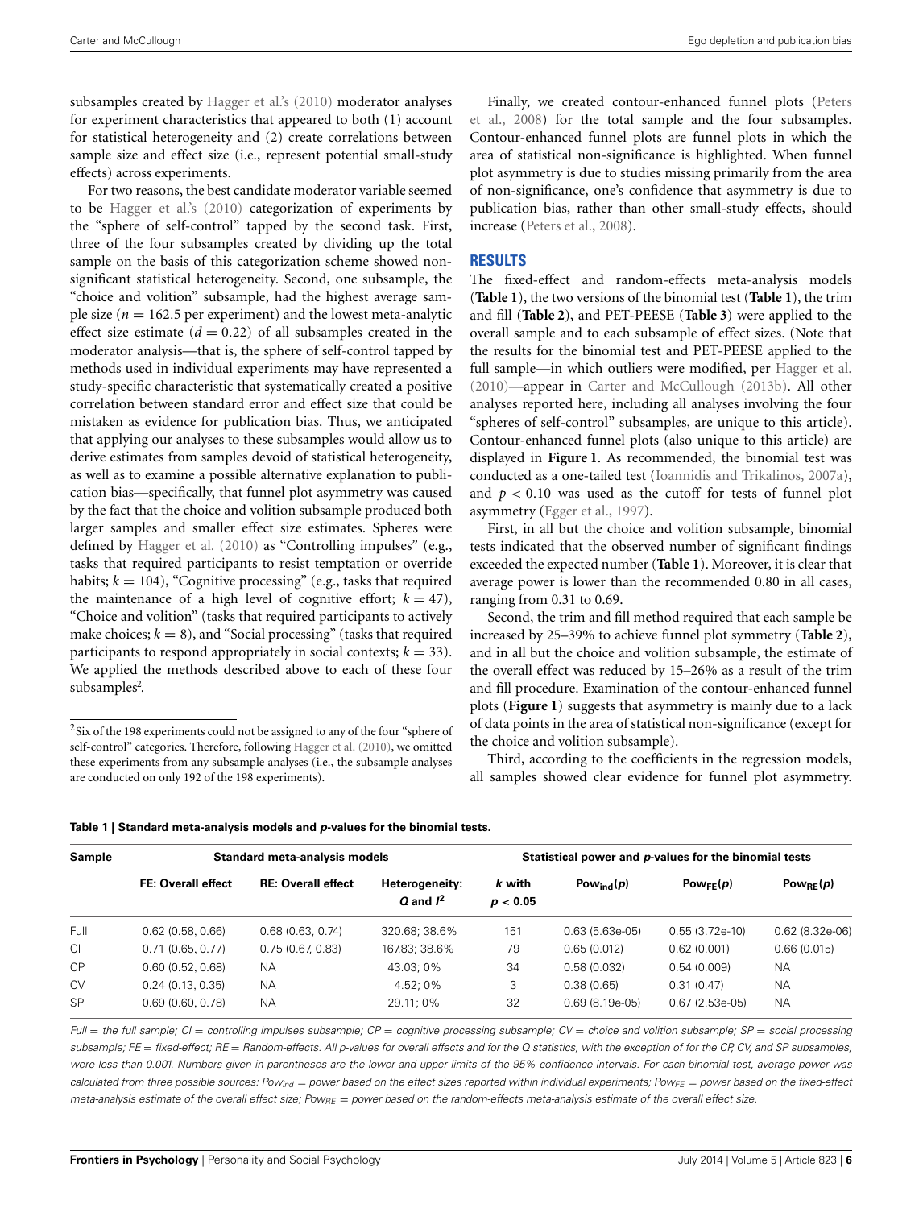subsamples created by Hagger et al.'s (2010) moderator analyses for experiment characteristics that appeared to both (1) account for statistical heterogeneity and (2) create correlations between sample size and effect size (i.e., represent potential small-study effects) across experiments.

For two reasons, the best candidate moderator variable seemed to be Hagger et al.'s (2010) categorization of experiments by the "sphere of self-control" tapped by the second task. First, three of the four subsamples created by dividing up the total sample on the basis of this categorization scheme showed non-significant statistical heterogeneity. Second, one subsample, the "choice and volition" subsample, had the highest average sample size ($n = 162.5$ per experiment) and the lowest meta-analytic effect size estimate ($d = 0.22$) of all subsamples created in the moderator analysis—that is, the sphere of self-control tapped by methods used in individual experiments may have represented a study-specific characteristic that systematically created a positive correlation between standard error and effect size that could be mistaken as evidence for publication bias. Thus, we anticipated that applying our analyses to these subsamples would allow us to derive estimates from samples devoid of statistical heterogeneity, as well as to examine a possible alternative explanation to publication bias—specifically, that funnel plot asymmetry was caused by the fact that the choice and volition subsample produced both larger samples and smaller effect size estimates. Spheres were defined by Hagger et al. (2010) as "Controlling impulses" (e.g., tasks that required participants to resist temptation or override habits; $k = 104$), "Cognitive processing" (e.g., tasks that required the maintenance of a high level of cognitive effort; $k = 47$), "Choice and volition" (tasks that required participants to actively make choices; $k = 8$), and "Social processing" (tasks that required participants to respond appropriately in social contexts; $k = 33$). We applied the methods described above to each of these four subsamples[2].

[2] Six of the 198 experiments could not be assigned to any of the four "sphere of self-control" categories. Therefore, following Hagger et al. (2010), we omitted these experiments from any subsample analyses (i.e., the subsample analyses are conducted on only 192 of the 198 experiments).

Finally, we created contour-enhanced funnel plots (Peters et al., 2008) for the total sample and the four subsamples. Contour-enhanced funnel plots are funnel plots in which the area of statistical non-significance is highlighted. When funnel plot asymmetry is due to studies missing primarily from the area of non-significance, one's confidence that asymmetry is due to publication bias, rather than other small-study effects, should increase (Peters et al., 2008).

## RESULTS

The fixed-effect and random-effects meta-analysis models (**Table 1**), the two versions of the binomial test (**Table 1**), the trim and fill (**Table 2**), and PET-PEESE (**Table 3**) were applied to the overall sample and to each subsample of effect sizes. (Note that the results for the binomial test and PET-PEESE applied to the full sample—in which outliers were modified, per Hagger et al. (2010)—appear in Carter and McCullough (2013b). All other analyses reported here, including all analyses involving the four "spheres of self-control" subsamples, are unique to this article). Contour-enhanced funnel plots (also unique to this article) are displayed in **Figure 1**. As recommended, the binomial test was conducted as a one-tailed test (Ioannidis and Trikalinos, 2007a), and $p < 0.10$ was used as the cutoff for tests of funnel plot asymmetry (Egger et al., 1997).

First, in all but the choice and volition subsample, binomial tests indicated that the observed number of significant findings exceeded the expected number (**Table 1**). Moreover, it is clear that average power is lower than the recommended 0.80 in all cases, ranging from 0.31 to 0.69.

Second, the trim and fill method required that each sample be increased by 25–39% to achieve funnel plot symmetry (**Table 2**), and in all but the choice and volition subsample, the estimate of the overall effect was reduced by 15–26% as a result of the trim and fill procedure. Examination of the contour-enhanced funnel plots (**Figure 1**) suggests that asymmetry is mainly due to a lack of data points in the area of statistical non-significance (except for the choice and volition subsample).

Third, according to the coefficients in the regression models, all samples showed clear evidence for funnel plot asymmetry.

**Table 1 | Standard meta-analysis models and *p*-values for the binomial tests.**

| Sample | Standard meta-analysis models | | | Statistical power and *p*-values for the binomial tests | | | |
|---|---|---|---|---|---|---|---|
| | FE: Overall effect | RE: Overall effect | Heterogeneity: $Q$ and $I^2$ | $k$ with $p < 0.05$ | $Pow_{ind}(p)$ | $Pow_{FE}(p)$ | $Pow_{RE}(p)$ |
| Full | 0.62 (0.58, 0.66) | 0.68 (0.63, 0.74) | 320.68; 38.6% | 151 | 0.63 (5.63e-05) | 0.55 (3.72e-10) | 0.62 (8.32e-06) |
| CI | 0.71 (0.65, 0.77) | 0.75 (0.67, 0.83) | 167.83; 38.6% | 79 | 0.65 (0.012) | 0.62 (0.001) | 0.66 (0.015) |
| CP | 0.60 (0.52, 0.68) | NA | 43.03; 0% | 34 | 0.58 (0.032) | 0.54 (0.009) | NA |
| CV | 0.24 (0.13, 0.35) | NA | 4.52; 0% | 3 | 0.38 (0.65) | 0.31 (0.47) | NA |
| SP | 0.69 (0.60, 0.78) | NA | 29.11; 0% | 32 | 0.69 (8.19e-05) | 0.67 (2.53e-05) | NA |

*Full = the full sample; CI = controlling impulses subsample; CP = cognitive processing subsample; CV = choice and volition subsample; SP = social processing subsample; FE = fixed-effect; RE = Random-effects. All p-values for overall effects and for the Q statistics, with the exception of for the CP, CV, and SP subsamples, were less than 0.001. Numbers given in parentheses are the lower and upper limits of the 95% confidence intervals. For each binomial test, average power was calculated from three possible sources: $Pow_{ind}$ = power based on the effect sizes reported within individual experiments; $Pow_{FE}$ = power based on the fixed-effect meta-analysis estimate of the overall effect size; $Pow_{RE}$ = power based on the random-effects meta-analysis estimate of the overall effect size.*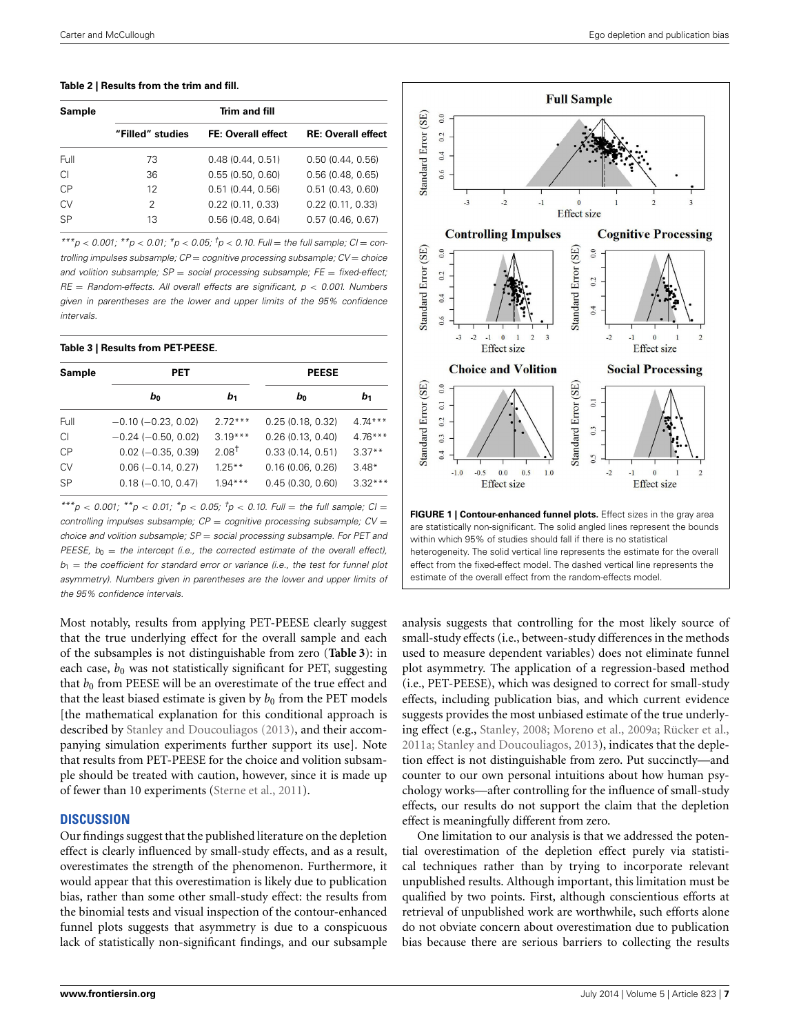**Table 2 | Results from the trim and fill.**

| Sample | Trim and fill | | |
|---|---|---|---|
| | "Filled" studies | FE: Overall effect | RE: Overall effect |
| Full | 73 | 0.48 (0.44, 0.51) | 0.50 (0.44, 0.56) |
| CI | 36 | 0.55 (0.50, 0.60) | 0.56 (0.48, 0.65) |
| CP | 12 | 0.51 (0.44, 0.56) | 0.51 (0.43, 0.60) |
| CV | 2 | 0.22 (0.11, 0.33) | 0.22 (0.11, 0.33) |
| SP | 13 | 0.56 (0.48, 0.64) | 0.57 (0.46, 0.67) |

*\*\*\*$p < 0.001$; \*\*$p < 0.01$; \*$p < 0.05$; †$p < 0.10$. Full = the full sample; CI = controlling impulses subsample; CP = cognitive processing subsample; CV = choice and volition subsample; SP = social processing subsample; FE = fixed-effect; RE = Random-effects. All overall effects are significant, $p < 0.001$. Numbers given in parentheses are the lower and upper limits of the 95% confidence intervals.*

**Table 3 | Results from PET-PEESE.**

| Sample | PET | | PEESE | |
|---|---|---|---|---|
| | $b_0$ | $b_1$ | $b_0$ | $b_1$ |
| Full | −0.10 (−0.23, 0.02) | 2.72*** | 0.25 (0.18, 0.32) | 4.74*** |
| CI | −0.24 (−0.50, 0.02) | 3.19*** | 0.26 (0.13, 0.40) | 4.76*** |
| CP | 0.02 (−0.35, 0.39) | 2.08† | 0.33 (0.14, 0.51) | 3.37** |
| CV | 0.06 (−0.14, 0.27) | 1.25** | 0.16 (0.06, 0.26) | 3.48* |
| SP | 0.18 (−0.10, 0.47) | 1.94*** | 0.45 (0.30, 0.60) | 3.32*** |

*\*\*\*$p < 0.001$; \*\*$p < 0.01$; \*$p < 0.05$; †$p < 0.10$. Full = the full sample; CI = controlling impulses subsample; CP = cognitive processing subsample; CV = choice and volition subsample; SP = social processing subsample. For PET and PEESE, $b_0$ = the intercept (i.e., the corrected estimate of the overall effect), $b_1$ = the coefficient for standard error or variance (i.e., the test for funnel plot asymmetry). Numbers given in parentheses are the lower and upper limits of the 95% confidence intervals.*

Full Sample
Controlling Impulses
Cognitive Processing
Choice and Volition
Social Processing
Standard Error (SE)
Effect size

**FIGURE 1 | Contour-enhanced funnel plots.** Effect sizes in the gray area are statistically non-significant. The solid angled lines represent the bounds within which 95% of studies should fall if there is no statistical heterogeneity. The solid vertical line represents the estimate for the overall effect from the fixed-effect model. The dashed vertical line represents the estimate of the overall effect from the random-effects model.

Most notably, results from applying PET-PEESE clearly suggest that the true underlying effect for the overall sample and each of the subsamples is not distinguishable from zero (**Table 3**): in each case, $b_0$ was not statistically significant for PET, suggesting that $b_0$ from PEESE will be an overestimate of the true effect and that the least biased estimate is given by $b_0$ from the PET models [the mathematical explanation for this conditional approach is described by Stanley and Doucouliagos (2013), and their accompanying simulation experiments further support its use]. Note that results from PET-PEESE for the choice and volition subsample should be treated with caution, however, since it is made up of fewer than 10 experiments (Sterne et al., 2011).

## DISCUSSION

Our findings suggest that the published literature on the depletion effect is clearly influenced by small-study effects, and as a result, overestimates the strength of the phenomenon. Furthermore, it would appear that this overestimation is likely due to publication bias, rather than some other small-study effect: the results from the binomial tests and visual inspection of the contour-enhanced funnel plots suggests that asymmetry is due to a conspicuous lack of statistically non-significant findings, and our subsample analysis suggests that controlling for the most likely source of small-study effects (i.e., between-study differences in the methods used to measure dependent variables) does not eliminate funnel plot asymmetry. The application of a regression-based method (i.e., PET-PEESE), which was designed to correct for small-study effects, including publication bias, and which current evidence suggests provides the most unbiased estimate of the true underlying effect (e.g., Stanley, 2008; Moreno et al., 2009a; Rücker et al., 2011a; Stanley and Doucouliagos, 2013), indicates that the depletion effect is not distinguishable from zero. Put succinctly—and counter to our own personal intuitions about how human psychology works—after controlling for the influence of small-study effects, our results do not support the claim that the depletion effect is meaningfully different from zero.

One limitation to our analysis is that we addressed the potential overestimation of the depletion effect purely via statistical techniques rather than by trying to incorporate relevant unpublished results. Although important, this limitation must be qualified by two points. First, although conscientious efforts at retrieval of unpublished work are worthwhile, such efforts alone do not obviate concern about overestimation due to publication bias because there are serious barriers to collecting the results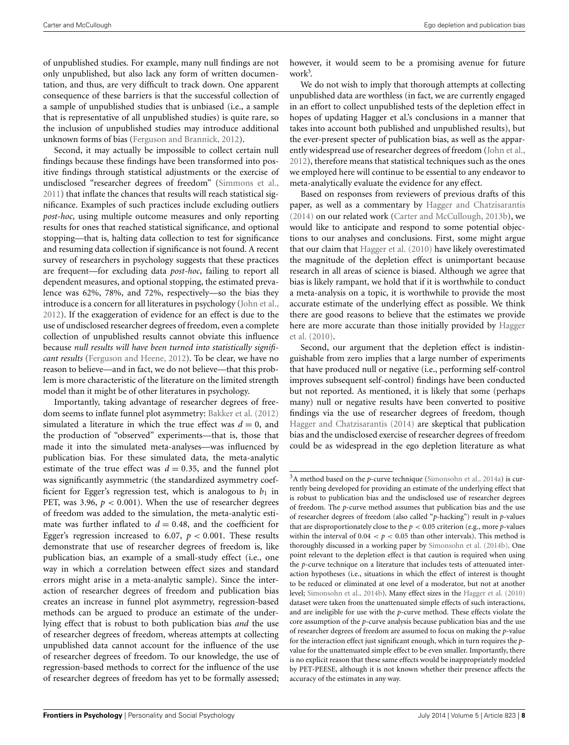of unpublished studies. For example, many null findings are not only unpublished, but also lack any form of written documentation, and thus, are very difficult to track down. One apparent consequence of these barriers is that the successful collection of a sample of unpublished studies that is unbiased (i.e., a sample that is representative of all unpublished studies) is quite rare, so the inclusion of unpublished studies may introduce additional unknown forms of bias (Ferguson and Brannick, 2012).

Second, it may actually be impossible to collect certain null findings because these findings have been transformed into positive findings through statistical adjustments or the exercise of undisclosed "researcher degrees of freedom" (Simmons et al., 2011) that inflate the chances that results will reach statistical significance. Examples of such practices include excluding outliers *post-hoc*, using multiple outcome measures and only reporting results for ones that reached statistical significance, and optional stopping—that is, halting data collection to test for significance and resuming data collection if significance is not found. A recent survey of researchers in psychology suggests that these practices are frequent—for excluding data *post-hoc*, failing to report all dependent measures, and optional stopping, the estimated prevalence was 62%, 78%, and 72%, respectively—so the bias they introduce is a concern for all literatures in psychology (John et al., 2012). If the exaggeration of evidence for an effect is due to the use of undisclosed researcher degrees of freedom, even a complete collection of unpublished results cannot obviate this influence because *null results will have been turned into statistically significant results* (Ferguson and Heene, 2012). To be clear, we have no reason to believe—and in fact, we do not believe—that this problem is more characteristic of the literature on the limited strength model than it might be of other literatures in psychology.

Importantly, taking advantage of researcher degrees of freedom seems to inflate funnel plot asymmetry: Bakker et al. (2012) simulated a literature in which the true effect was $d = 0$, and the production of "observed" experiments—that is, those that made it into the simulated meta-analyses—was influenced by publication bias. For these simulated data, the meta-analytic estimate of the true effect was $d = 0.35$, and the funnel plot was significantly asymmetric (the standardized asymmetry coefficient for Egger's regression test, which is analogous to $b_1$ in PET, was 3.96, $p < 0.001$). When the use of researcher degrees of freedom was added to the simulation, the meta-analytic estimate was further inflated to $d = 0.48$, and the coefficient for Egger's regression increased to 6.07, $p < 0.001$. These results demonstrate that use of researcher degrees of freedom is, like publication bias, an example of a small-study effect (i.e., one way in which a correlation between effect sizes and standard errors might arise in a meta-analytic sample). Since the interaction of researcher degrees of freedom and publication bias creates an increase in funnel plot asymmetry, regression-based methods can be argued to produce an estimate of the underlying effect that is robust to both publication bias *and* the use of researcher degrees of freedom, whereas attempts at collecting unpublished data cannot account for the influence of the use of researcher degrees of freedom. To our knowledge, the use of regression-based methods to correct for the influence of the use of researcher degrees of freedom has yet to be formally assessed; however, it would seem to be a promising avenue for future work[3].

We do not wish to imply that thorough attempts at collecting unpublished data are worthless (in fact, we are currently engaged in an effort to collect unpublished tests of the depletion effect in hopes of updating Hagger et al.'s conclusions in a manner that takes into account both published and unpublished results), but the ever-present specter of publication bias, as well as the apparently widespread use of researcher degrees of freedom (John et al., 2012), therefore means that statistical techniques such as the ones we employed here will continue to be essential to any endeavor to meta-analytically evaluate the evidence for any effect.

Based on responses from reviewers of previous drafts of this paper, as well as a commentary by Hagger and Chatzisarantis (2014) on our related work (Carter and McCullough, 2013b), we would like to anticipate and respond to some potential objections to our analyses and conclusions. First, some might argue that our claim that Hagger et al. (2010) have likely overestimated the magnitude of the depletion effect is unimportant because research in all areas of science is biased. Although we agree that bias is likely rampant, we hold that if it is worthwhile to conduct a meta-analysis on a topic, it is worthwhile to provide the most accurate estimate of the underlying effect as possible. We think there are good reasons to believe that the estimates we provide here are more accurate than those initially provided by Hagger et al. (2010).

Second, our argument that the depletion effect is indistinguishable from zero implies that a large number of experiments that have produced null or negative (i.e., performing self-control improves subsequent self-control) findings have been conducted but not reported. As mentioned, it is likely that some (perhaps many) null or negative results have been converted to positive findings via the use of researcher degrees of freedom, though Hagger and Chatzisarantis (2014) are skeptical that publication bias and the undisclosed exercise of researcher degrees of freedom could be as widespread in the ego depletion literature as what

[3]A method based on the *p*-curve technique (Simonsohn et al., 2014a) is currently being developed for providing an estimate of the underlying effect that is robust to publication bias and the undisclosed use of researcher degrees of freedom. The *p*-curve method assumes that publication bias and the use of researcher degrees of freedom (also called "*p*-hacking") result in *p*-values that are disproportionately close to the $p < 0.05$ criterion (e.g., more *p*-values within the interval of $0.04 < p < 0.05$ than other intervals). This method is thoroughly discussed in a working paper by Simonsohn et al. (2014b). One point relevant to the depletion effect is that caution is required when using the *p*-curve technique on a literature that includes tests of attenuated interaction hypotheses (i.e., situations in which the effect of interest is thought to be reduced or eliminated at one level of a moderator, but not at another level; Simonsohn et al., 2014b). Many effect sizes in the Hagger et al. (2010) dataset were taken from the unattenuated simple effects of such interactions, and are ineligible for use with the *p*-curve method. These effects violate the core assumption of the *p*-curve analysis because publication bias and the use of researcher degrees of freedom are assumed to focus on making the *p*-value for the interaction effect just significant enough, which in turn requires the *p*-value for the unattenuated simple effect to be even smaller. Importantly, there is no explicit reason that these same effects would be inappropriately modeled by PET-PEESE, although it is not known whether their presence affects the accuracy of the estimates in any way.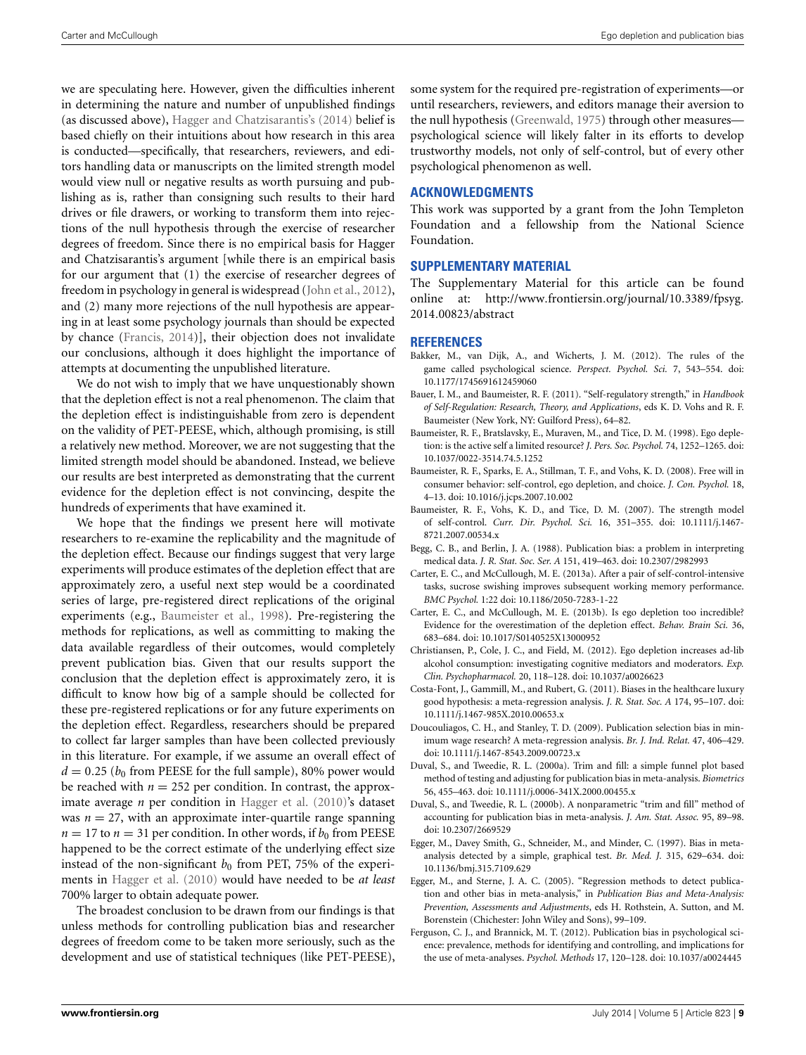we are speculating here. However, given the difficulties inherent in determining the nature and number of unpublished findings (as discussed above), Hagger and Chatzisarantis's (2014) belief is based chiefly on their intuitions about how research in this area is conducted—specifically, that researchers, reviewers, and editors handling data or manuscripts on the limited strength model would view null or negative results as worth pursuing and publishing as is, rather than consigning such results to their hard drives or file drawers, or working to transform them into rejections of the null hypothesis through the exercise of researcher degrees of freedom. Since there is no empirical basis for Hagger and Chatzisarantis's argument [while there is an empirical basis for our argument that (1) the exercise of researcher degrees of freedom in psychology in general is widespread (John et al., 2012), and (2) many more rejections of the null hypothesis are appearing in at least some psychology journals than should be expected by chance (Francis, 2014)], their objection does not invalidate our conclusions, although it does highlight the importance of attempts at documenting the unpublished literature.

We do not wish to imply that we have unquestionably shown that the depletion effect is not a real phenomenon. The claim that the depletion effect is indistinguishable from zero is dependent on the validity of PET-PEESE, which, although promising, is still a relatively new method. Moreover, we are not suggesting that the limited strength model should be abandoned. Instead, we believe our results are best interpreted as demonstrating that the current evidence for the depletion effect is not convincing, despite the hundreds of experiments that have examined it.

We hope that the findings we present here will motivate researchers to re-examine the replicability and the magnitude of the depletion effect. Because our findings suggest that very large experiments will produce estimates of the depletion effect that are approximately zero, a useful next step would be a coordinated series of large, pre-registered direct replications of the original experiments (e.g., Baumeister et al., 1998). Pre-registering the methods for replications, as well as committing to making the data available regardless of their outcomes, would completely prevent publication bias. Given that our results support the conclusion that the depletion effect is approximately zero, it is difficult to know how big of a sample should be collected for these pre-registered replications or for any future experiments on the depletion effect. Regardless, researchers should be prepared to collect far larger samples than have been collected previously in this literature. For example, if we assume an overall effect of $d = 0.25$ ($b_0$ from PEESE for the full sample), 80% power would be reached with $n = 252$ per condition. In contrast, the approximate average $n$ per condition in Hagger et al. (2010)'s dataset was $n = 27$, with an approximate inter-quartile range spanning $n = 17$ to $n = 31$ per condition. In other words, if $b_0$ from PEESE happened to be the correct estimate of the underlying effect size instead of the non-significant $b_0$ from PET, 75% of the experiments in Hagger et al. (2010) would have needed to be *at least* 700% larger to obtain adequate power.

The broadest conclusion to be drawn from our findings is that unless methods for controlling publication bias and researcher degrees of freedom come to be taken more seriously, such as the development and use of statistical techniques (like PET-PEESE), some system for the required pre-registration of experiments—or until researchers, reviewers, and editors manage their aversion to the null hypothesis (Greenwald, 1975) through other measures—psychological science will likely falter in its efforts to develop trustworthy models, not only of self-control, but of every other psychological phenomenon as well.

## ACKNOWLEDGMENTS

This work was supported by a grant from the John Templeton Foundation and a fellowship from the National Science Foundation.

## SUPPLEMENTARY MATERIAL

The Supplementary Material for this article can be found online at: http://www.frontiersin.org/journal/10.3389/fpsyg.2014.00823/abstract

## REFERENCES

Bakker, M., van Dijk, A., and Wicherts, J. M. (2012). The rules of the game called psychological science. *Perspect. Psychol. Sci.* 7, 543–554. doi: 10.1177/1745691612459060

Bauer, I. M., and Baumeister, R. F. (2011). "Self-regulatory strength," in *Handbook of Self-Regulation: Research, Theory, and Applications*, eds K. D. Vohs and R. F. Baumeister (New York, NY: Guilford Press), 64–82.

Baumeister, R. F., Bratslavsky, E., Muraven, M., and Tice, D. M. (1998). Ego depletion: is the active self a limited resource? *J. Pers. Soc. Psychol.* 74, 1252–1265. doi: 10.1037/0022-3514.74.5.1252

Baumeister, R. F., Sparks, E. A., Stillman, T. F., and Vohs, K. D. (2008). Free will in consumer behavior: self-control, ego depletion, and choice. *J. Con. Psychol.* 18, 4–13. doi: 10.1016/j.jcps.2007.10.002

Baumeister, R. F., Vohs, K. D., and Tice, D. M. (2007). The strength model of self-control. *Curr. Dir. Psychol. Sci.* 16, 351–355. doi: 10.1111/j.1467-8721.2007.00534.x

Begg, C. B., and Berlin, J. A. (1988). Publication bias: a problem in interpreting medical data. *J. R. Stat. Soc. Ser. A* 151, 419–463. doi: 10.2307/2982993

Carter, E. C., and McCullough, M. E. (2013a). After a pair of self-control-intensive tasks, sucrose swishing improves subsequent working memory performance. *BMC Psychol.* 1:22 doi: 10.1186/2050-7283-1-22

Carter, E. C., and McCullough, M. E. (2013b). Is ego depletion too incredible? Evidence for the overestimation of the depletion effect. *Behav. Brain Sci.* 36, 683–684. doi: 10.1017/S0140525X13000952

Christiansen, P., Cole, J. C., and Field, M. (2012). Ego depletion increases ad-lib alcohol consumption: investigating cognitive mediators and moderators. *Exp. Clin. Psychopharmacol.* 20, 118–128. doi: 10.1037/a0026623

Costa-Font, J., Gammill, M., and Rubert, G. (2011). Biases in the healthcare luxury good hypothesis: a meta-regression analysis. *J. R. Stat. Soc. A* 174, 95–107. doi: 10.1111/j.1467-985X.2010.00653.x

Doucouliagos, C. H., and Stanley, T. D. (2009). Publication selection bias in minimum wage research? A meta-regression analysis. *Br. J. Ind. Relat.* 47, 406–429. doi: 10.1111/j.1467-8543.2009.00723.x

Duval, S., and Tweedie, R. L. (2000a). Trim and fill: a simple funnel plot based method of testing and adjusting for publication bias in meta-analysis. *Biometrics* 56, 455–463. doi: 10.1111/j.0006-341X.2000.00455.x

Duval, S., and Tweedie, R. L. (2000b). A nonparametric "trim and fill" method of accounting for publication bias in meta-analysis. *J. Am. Stat. Assoc.* 95, 89–98. doi: 10.2307/2669529

Egger, M., Davey Smith, G., Schneider, M., and Minder, C. (1997). Bias in meta-analysis detected by a simple, graphical test. *Br. Med. J.* 315, 629–634. doi: 10.1136/bmj.315.7109.629

Egger, M., and Sterne, J. A. C. (2005). "Regression methods to detect publication and other bias in meta-analysis," in *Publication Bias and Meta-Analysis: Prevention, Assessments and Adjustments*, eds H. Rothstein, A. Sutton, and M. Borenstein (Chichester: John Wiley and Sons), 99–109.

Ferguson, C. J., and Brannick, M. T. (2012). Publication bias in psychological science: prevalence, methods for identifying and controlling, and implications for the use of meta-analyses. *Psychol. Methods* 17, 120–128. doi: 10.1037/a0024445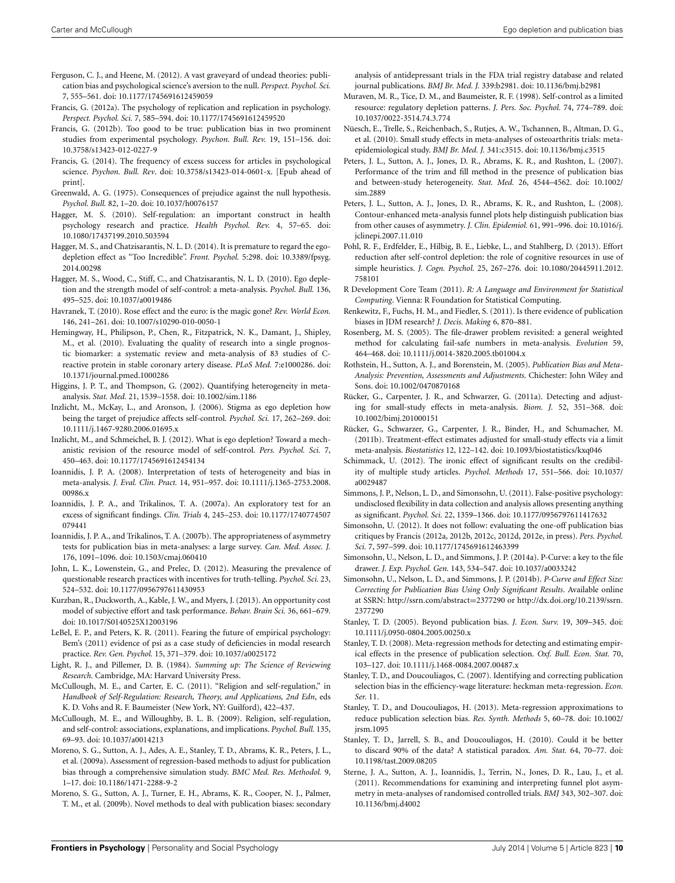Ferguson, C. J., and Heene, M. (2012). A vast graveyard of undead theories: publication bias and psychological science's aversion to the null. *Perspect. Psychol. Sci.* 7, 555–561. doi: 10.1177/1745691612459059

Francis, G. (2012a). The psychology of replication and replication in psychology. *Perspect. Psychol. Sci.* 7, 585–594. doi: 10.1177/1745691612459520

Francis, G. (2012b). Too good to be true: publication bias in two prominent studies from experimental psychology. *Psychon. Bull. Rev.* 19, 151–156. doi: 10.3758/s13423-012-0227-9

Francis, G. (2014). The frequency of excess success for articles in psychological science. *Psychon. Bull. Rev*. doi: 10.3758/s13423-014-0601-x. [Epub ahead of print].

Greenwald, A. G. (1975). Consequences of prejudice against the null hypothesis. *Psychol. Bull.* 82, 1–20. doi: 10.1037/h0076157

Hagger, M. S. (2010). Self-regulation: an important construct in health psychology research and practice. *Health Psychol. Rev.* 4, 57–65. doi: 10.1080/17437199.2010.503594

Hagger, M. S., and Chatzisarantis, N. L. D. (2014). It is premature to regard the ego-depletion effect as "Too Incredible". *Front. Psychol.* 5:298. doi: 10.3389/fpsyg.2014.00298

Hagger, M. S., Wood, C., Stiff, C., and Chatzisarantis, N. L. D. (2010). Ego depletion and the strength model of self-control: a meta-analysis. *Psychol. Bull.* 136, 495–525. doi: 10.1037/a0019486

Havranek, T. (2010). Rose effect and the euro: is the magic gone? *Rev. World Econ.* 146, 241–261. doi: 10.1007/s10290-010-0050-1

Hemingway, H., Philipson, P., Chen, R., Fitzpatrick, N. K., Damant, J., Shipley, M., et al. (2010). Evaluating the quality of research into a single prognostic biomarker: a systematic review and meta-analysis of 83 studies of C-reactive protein in stable coronary artery disease. *PLoS Med.* 7:e1000286. doi: 10.1371/journal.pmed.1000286

Higgins, J. P. T., and Thompson, G. (2002). Quantifying heterogeneity in meta-analysis. *Stat. Med.* 21, 1539–1558. doi: 10.1002/sim.1186

Inzlicht, M., McKay, L., and Aronson, J. (2006). Stigma as ego depletion how being the target of prejudice affects self-control. *Psychol. Sci.* 17, 262–269. doi: 10.1111/j.1467-9280.2006.01695.x

Inzlicht, M., and Schmeichel, B. J. (2012). What is ego depletion? Toward a mechanistic revision of the resource model of self-control. *Pers. Psychol. Sci.* 7, 450–463. doi: 10.1177/1745691612454134

Ioannidis, J. P. A. (2008). Interpretation of tests of heterogeneity and bias in meta-analysis. *J. Eval. Clin. Pract.* 14, 951–957. doi: 10.1111/j.1365-2753.2008.00986.x

Ioannidis, J. P. A., and Trikalinos, T. A. (2007a). An exploratory test for an excess of significant findings. *Clin. Trials* 4, 245–253. doi: 10.1177/1740774507079441

Ioannidis, J. P. A., and Trikalinos, T. A. (2007b). The appropriateness of asymmetry tests for publication bias in meta-analyses: a large survey. *Can. Med. Assoc. J.* 176, 1091–1096. doi: 10.1503/cmaj.060410

John, L. K., Lowenstein, G., and Prelec, D. (2012). Measuring the prevalence of questionable research practices with incentives for truth-telling. *Psychol. Sci.* 23, 524–532. doi: 10.1177/0956797611430953

Kurzban, R., Duckworth, A., Kable, J. W., and Myers, J. (2013). An opportunity cost model of subjective effort and task performance. *Behav. Brain Sci.* 36, 661–679. doi: 10.1017/S0140525X12003196

LeBel, E. P., and Peters, K. R. (2011). Fearing the future of empirical psychology: Bem's (2011) evidence of psi as a case study of deficiencies in modal research practice. *Rev. Gen. Psychol.* 15, 371–379. doi: 10.1037/a0025172

Light, R. J., and Pillemer, D. B. (1984). *Summing up: The Science of Reviewing Research.* Cambridge, MA: Harvard University Press.

McCullough, M. E., and Carter, E. C. (2011). "Religion and self-regulation," in *Handbook of Self-Regulation: Research, Theory, and Applications, 2nd Edn*, eds K. D. Vohs and R. F. Baumeister (New York, NY: Guilford), 422–437.

McCullough, M. E., and Willoughby, B. L. B. (2009). Religion, self-regulation, and self-control: associations, explanations, and implications. *Psychol. Bull.* 135, 69–93. doi: 10.1037/a0014213

Moreno, S. G., Sutton, A. J., Ades, A. E., Stanley, T. D., Abrams, K. R., Peters, J. L., et al. (2009a). Assessment of regression-based methods to adjust for publication bias through a comprehensive simulation study. *BMC Med. Res. Methodol.* 9, 1–17. doi: 10.1186/1471-2288-9-2

Moreno, S. G., Sutton, A. J., Turner, E. H., Abrams, K. R., Cooper, N. J., Palmer, T. M., et al. (2009b). Novel methods to deal with publication biases: secondary analysis of antidepressant trials in the FDA trial registry database and related journal publications. *BMJ Br. Med. J.* 339:b2981. doi: 10.1136/bmj.b2981

Muraven, M. R., Tice, D. M., and Baumeister, R. F. (1998). Self-control as a limited resource: regulatory depletion patterns. *J. Pers. Soc. Psychol.* 74, 774–789. doi: 10.1037/0022-3514.74.3.774

Nüesch, E., Trelle, S., Reichenbach, S., Rutjes, A. W., Tschannen, B., Altman, D. G., et al. (2010). Small study effects in meta-analyses of osteoarthritis trials: meta-epidemiological study. *BMJ Br. Med. J.* 341:c3515. doi: 10.1136/bmj.c3515

Peters, J. L., Sutton, A. J., Jones, D. R., Abrams, K. R., and Rushton, L. (2007). Performance of the trim and fill method in the presence of publication bias and between-study heterogeneity. *Stat. Med.* 26, 4544–4562. doi: 10.1002/sim.2889

Peters, J. L., Sutton, A. J., Jones, D. R., Abrams, K. R., and Rushton, L. (2008). Contour-enhanced meta-analysis funnel plots help distinguish publication bias from other causes of asymmetry. *J. Clin. Epidemiol.* 61, 991–996. doi: 10.1016/j.jclinepi.2007.11.010

Pohl, R. F., Erdfelder, E., Hilbig, B. E., Liebke, L., and Stahlberg, D. (2013). Effort reduction after self-control depletion: the role of cognitive resources in use of simple heuristics. *J. Cogn. Psychol.* 25, 267–276. doi: 10.1080/20445911.2012.758101

R Development Core Team (2011). *R: A Language and Environment for Statistical Computing*. Vienna: R Foundation for Statistical Computing.

Renkewitz, F., Fuchs, H. M., and Fiedler, S. (2011). Is there evidence of publication biases in JDM research? *J. Decis. Making* 6, 870–881.

Rosenberg, M. S. (2005). The file-drawer problem revisited: a general weighted method for calculating fail-safe numbers in meta-analysis. *Evolution* 59, 464–468. doi: 10.1111/j.0014-3820.2005.tb01004.x

Rothstein, H., Sutton, A. J., and Borenstein, M. (2005). *Publication Bias and Meta-Analysis: Prevention, Assessments and Adjustments*. Chichester: John Wiley and Sons. doi: 10.1002/0470870168

Rücker, G., Carpenter, J. R., and Schwarzer, G. (2011a). Detecting and adjusting for small-study effects in meta-analysis. *Biom. J.* 52, 351–368. doi: 10.1002/bimj.201000151

Rücker, G., Schwarzer, G., Carpenter, J. R., Binder, H., and Schumacher, M. (2011b). Treatment-effect estimates adjusted for small-study effects via a limit meta-analysis. *Biostatistics* 12, 122–142. doi: 10.1093/biostatistics/kxq046

Schimmack, U. (2012). The ironic effect of significant results on the credibility of multiple study articles. *Psychol. Methods* 17, 551–566. doi: 10.1037/a0029487

Simmons, J. P., Nelson, L. D., and Simonsohn, U. (2011). False-positive psychology: undisclosed flexibility in data collection and analysis allows presenting anything as significant. *Psychol. Sci.* 22, 1359–1366. doi: 10.1177/0956797611417632

Simonsohn, U. (2012). It does not follow: evaluating the one-off publication bias critiques by Francis (2012a, 2012b, 2012c, 2012d, 2012e, in press). *Pers. Psychol. Sci.* 7, 597–599. doi: 10.1177/1745691612463399

Simonsohn, U., Nelson, L. D., and Simmons, J. P. (2014a). P-Curve: a key to the file drawer. *J. Exp. Psychol. Gen.* 143, 534–547. doi: 10.1037/a0033242

Simonsohn, U., Nelson, L. D., and Simmons, J. P. (2014b). *P-Curve and Effect Size: Correcting for Publication Bias Using Only Significant Results*. Available online at SSRN: http://ssrn.com/abstract=2377290 or http://dx.doi.org/10.2139/ssrn.2377290

Stanley, T. D. (2005). Beyond publication bias. *J. Econ. Surv.* 19, 309–345. doi: 10.1111/j.0950-0804.2005.00250.x

Stanley, T. D. (2008). Meta-regression methods for detecting and estimating empirical effects in the presence of publication selection. *Oxf. Bull. Econ. Stat.* 70, 103–127. doi: 10.1111/j.1468-0084.2007.00487.x

Stanley, T. D., and Doucouliagos, C. (2007). Identifying and correcting publication selection bias in the efficiency-wage literature: heckman meta-regression. *Econ. Ser.* 11.

Stanley, T. D., and Doucouliagos, H. (2013). Meta-regression approximations to reduce publication selection bias. *Res. Synth. Methods* 5, 60–78. doi: 10.1002/jrsm.1095

Stanley, T. D., Jarrell, S. B., and Doucouliagos, H. (2010). Could it be better to discard 90% of the data? A statistical paradox. *Am. Stat.* 64, 70–77. doi: 10.1198/tast.2009.08205

Sterne, J. A., Sutton, A. J., Ioannidis, J., Terrin, N., Jones, D. R., Lau, J., et al. (2011). Recommendations for examining and interpreting funnel plot asymmetry in meta-analyses of randomised controlled trials. *BMJ* 343, 302–307. doi: 10.1136/bmj.d4002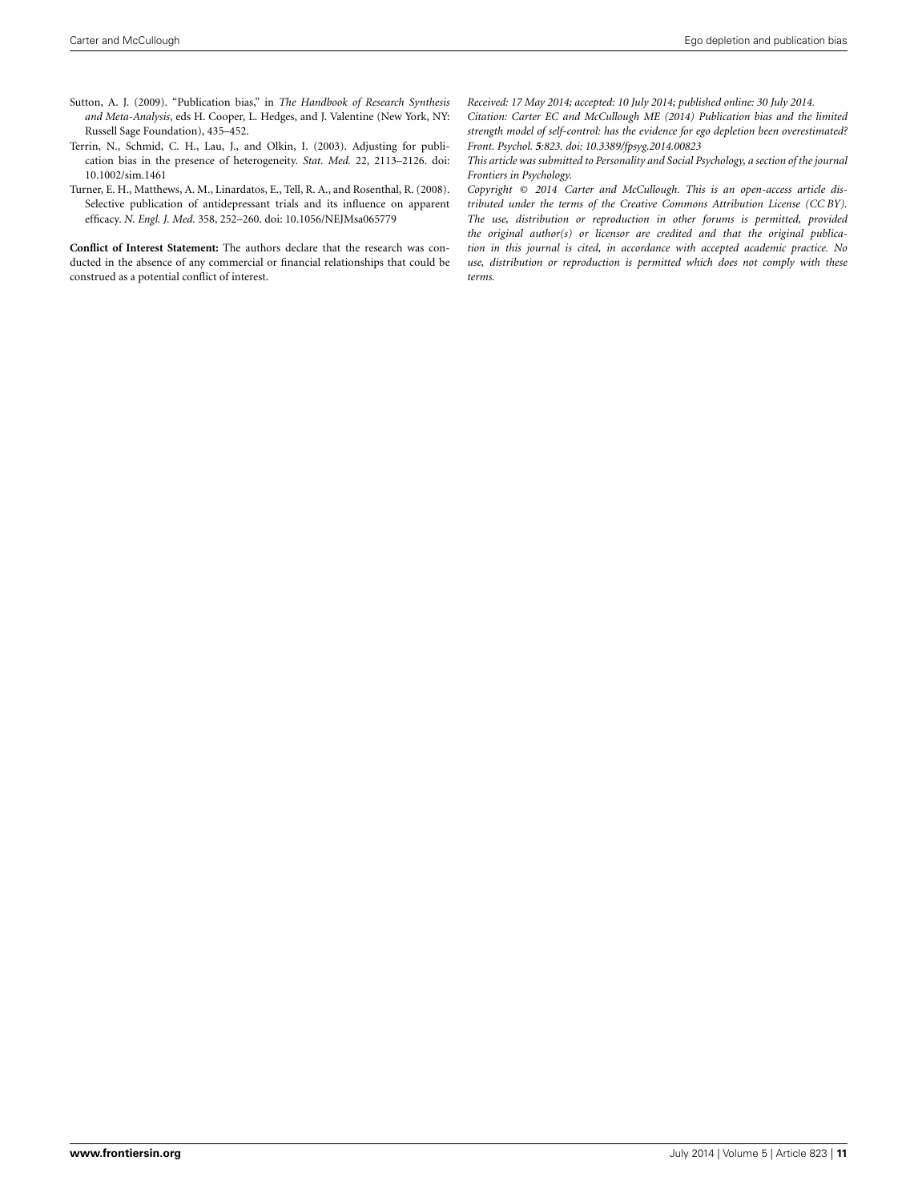Sutton, A. J. (2009). "Publication bias," in *The Handbook of Research Synthesis and Meta-Analysis*, eds H. Cooper, L. Hedges, and J. Valentine (New York, NY: Russell Sage Foundation), 435–452.

Terrin, N., Schmid, C. H., Lau, J., and Olkin, I. (2003). Adjusting for publication bias in the presence of heterogeneity. *Stat. Med.* 22, 2113–2126. doi: 10.1002/sim.1461

Turner, E. H., Matthews, A. M., Linardatos, E., Tell, R. A., and Rosenthal, R. (2008). Selective publication of antidepressant trials and its influence on apparent efficacy. *N. Engl. J. Med.* 358, 252–260. doi: 10.1056/NEJMsa065779

**Conflict of Interest Statement:** The authors declare that the research was conducted in the absence of any commercial or financial relationships that could be construed as a potential conflict of interest.

*Received: 17 May 2014; accepted: 10 July 2014; published online: 30 July 2014.*

*Citation: Carter EC and McCullough ME (2014) Publication bias and the limited strength model of self-control: has the evidence for ego depletion been overestimated? Front. Psychol.* ***5****:823. doi: 10.3389/fpsyg.2014.00823*

*This article was submitted to Personality and Social Psychology, a section of the journal Frontiers in Psychology.*

*Copyright © 2014 Carter and McCullough. This is an open-access article distributed under the terms of the Creative Commons Attribution License (CC BY). The use, distribution or reproduction in other forums is permitted, provided the original author(s) or licensor are credited and that the original publication in this journal is cited, in accordance with accepted academic practice. No use, distribution or reproduction is permitted which does not comply with these terms.*